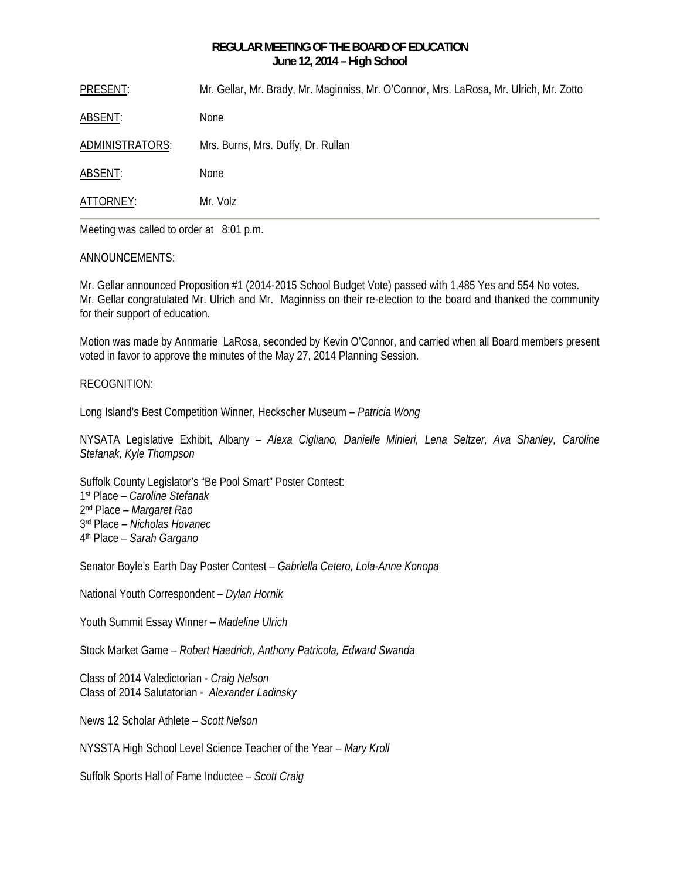**REGULAR MEETING OF THE BOARD OF EDUCATION**
**June 12, 2014 – High School**

| | |
|---|---|
| PRESENT: | Mr. Gellar, Mr. Brady, Mr. Maginniss, Mr. O'Connor, Mrs. LaRosa, Mr. Ulrich, Mr. Zotto |
| ABSENT: | None |
| ADMINISTRATORS: | Mrs. Burns, Mrs. Duffy, Dr. Rullan |
| ABSENT: | None |
| ATTORNEY: | Mr. Volz |

Meeting was called to order at 8:01 p.m.

ANNOUNCEMENTS:

Mr. Gellar announced Proposition #1 (2014-2015 School Budget Vote) passed with 1,485 Yes and 554 No votes. Mr. Gellar congratulated Mr. Ulrich and Mr. Maginniss on their re-election to the board and thanked the community for their support of education.

Motion was made by Annmarie LaRosa, seconded by Kevin O'Connor, and carried when all Board members present voted in favor to approve the minutes of the May 27, 2014 Planning Session.

RECOGNITION:

Long Island's Best Competition Winner, Heckscher Museum – *Patricia Wong*

NYSATA Legislative Exhibit, Albany – *Alexa Cigliano, Danielle Minieri, Lena Seltzer, Ava Shanley, Caroline Stefanak, Kyle Thompson*

Suffolk County Legislator's "Be Pool Smart" Poster Contest:
1st Place – *Caroline Stefanak*
2nd Place – *Margaret Rao*
3rd Place – *Nicholas Hovanec*
4th Place – *Sarah Gargano*

Senator Boyle's Earth Day Poster Contest – *Gabriella Cetero, Lola-Anne Konopa*

National Youth Correspondent – *Dylan Hornik*

Youth Summit Essay Winner – *Madeline Ulrich*

Stock Market Game – *Robert Haedrich, Anthony Patricola, Edward Swanda*

Class of 2014 Valedictorian - *Craig Nelson*
Class of 2014 Salutatorian - *Alexander Ladinsky*

News 12 Scholar Athlete – *Scott Nelson*

NYSSTA High School Level Science Teacher of the Year – *Mary Kroll*

Suffolk Sports Hall of Fame Inductee – *Scott Craig*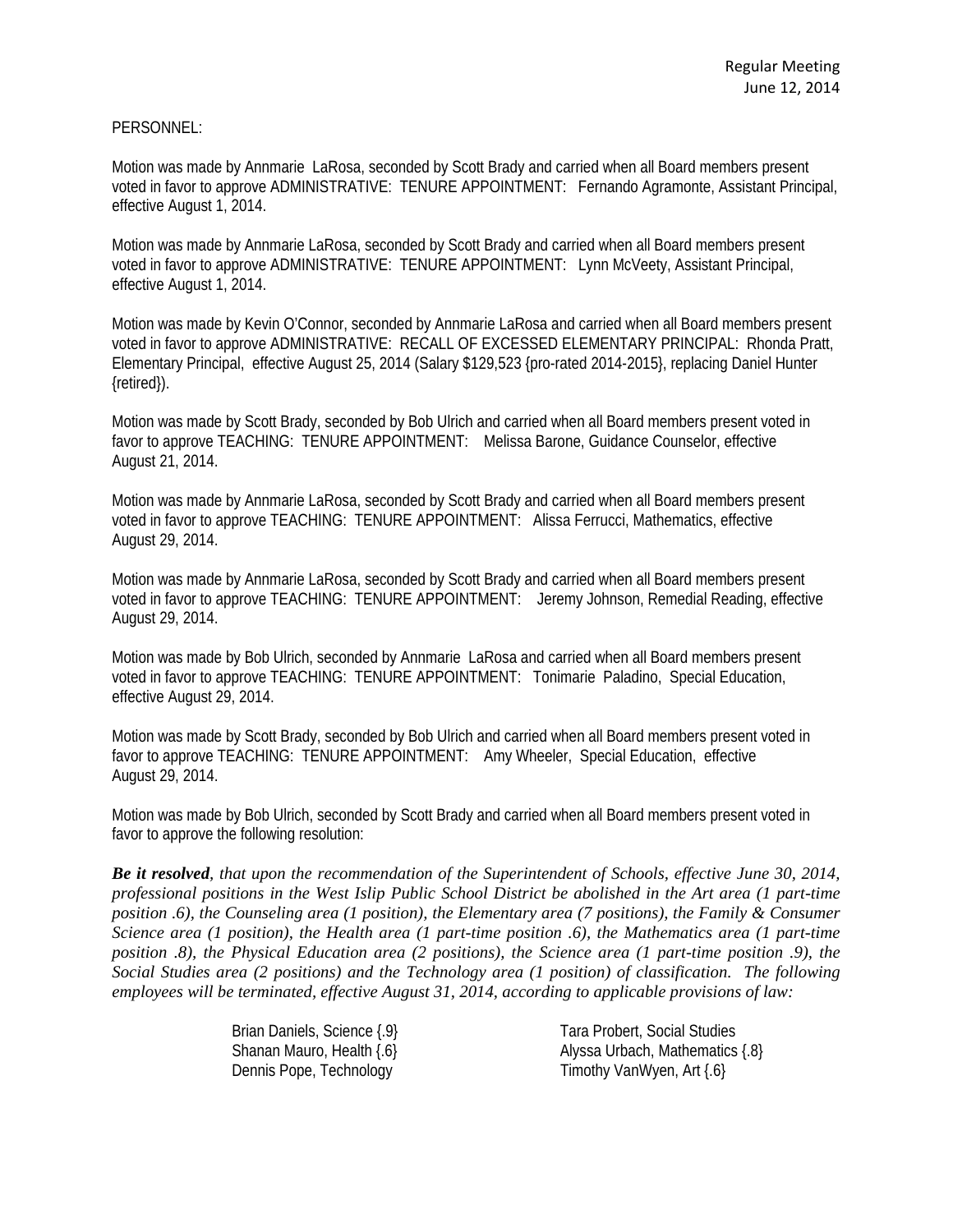PERSONNEL:

Motion was made by Annmarie LaRosa, seconded by Scott Brady and carried when all Board members present voted in favor to approve ADMINISTRATIVE: TENURE APPOINTMENT: Fernando Agramonte, Assistant Principal, effective August 1, 2014.

Motion was made by Annmarie LaRosa, seconded by Scott Brady and carried when all Board members present voted in favor to approve ADMINISTRATIVE: TENURE APPOINTMENT: Lynn McVeety, Assistant Principal, effective August 1, 2014.

Motion was made by Kevin O'Connor, seconded by Annmarie LaRosa and carried when all Board members present voted in favor to approve ADMINISTRATIVE: RECALL OF EXCESSED ELEMENTARY PRINCIPAL: Rhonda Pratt, Elementary Principal, effective August 25, 2014 (Salary $129,523 {pro-rated 2014-2015}, replacing Daniel Hunter {retired}).

Motion was made by Scott Brady, seconded by Bob Ulrich and carried when all Board members present voted in favor to approve TEACHING: TENURE APPOINTMENT: Melissa Barone, Guidance Counselor, effective August 21, 2014.

Motion was made by Annmarie LaRosa, seconded by Scott Brady and carried when all Board members present voted in favor to approve TEACHING: TENURE APPOINTMENT: Alissa Ferrucci, Mathematics, effective August 29, 2014.

Motion was made by Annmarie LaRosa, seconded by Scott Brady and carried when all Board members present voted in favor to approve TEACHING: TENURE APPOINTMENT: Jeremy Johnson, Remedial Reading, effective August 29, 2014.

Motion was made by Bob Ulrich, seconded by Annmarie LaRosa and carried when all Board members present voted in favor to approve TEACHING: TENURE APPOINTMENT: Tonimarie Paladino, Special Education, effective August 29, 2014.

Motion was made by Scott Brady, seconded by Bob Ulrich and carried when all Board members present voted in favor to approve TEACHING: TENURE APPOINTMENT: Amy Wheeler, Special Education, effective August 29, 2014.

Motion was made by Bob Ulrich, seconded by Scott Brady and carried when all Board members present voted in favor to approve the following resolution:

***Be it resolved****, that upon the recommendation of the Superintendent of Schools, effective June 30, 2014, professional positions in the West Islip Public School District be abolished in the Art area (1 part-time position .6), the Counseling area (1 position), the Elementary area (7 positions), the Family & Consumer Science area (1 position), the Health area (1 part-time position .6), the Mathematics area (1 part-time position .8), the Physical Education area (2 positions), the Science area (1 part-time position .9), the Social Studies area (2 positions) and the Technology area (1 position) of classification. The following employees will be terminated, effective August 31, 2014, according to applicable provisions of law:*

- Brian Daniels, Science {.9}
- Shanan Mauro, Health {.6}
- Dennis Pope, Technology
- Tara Probert, Social Studies
- Alyssa Urbach, Mathematics {.8}
- Timothy VanWyen, Art {.6}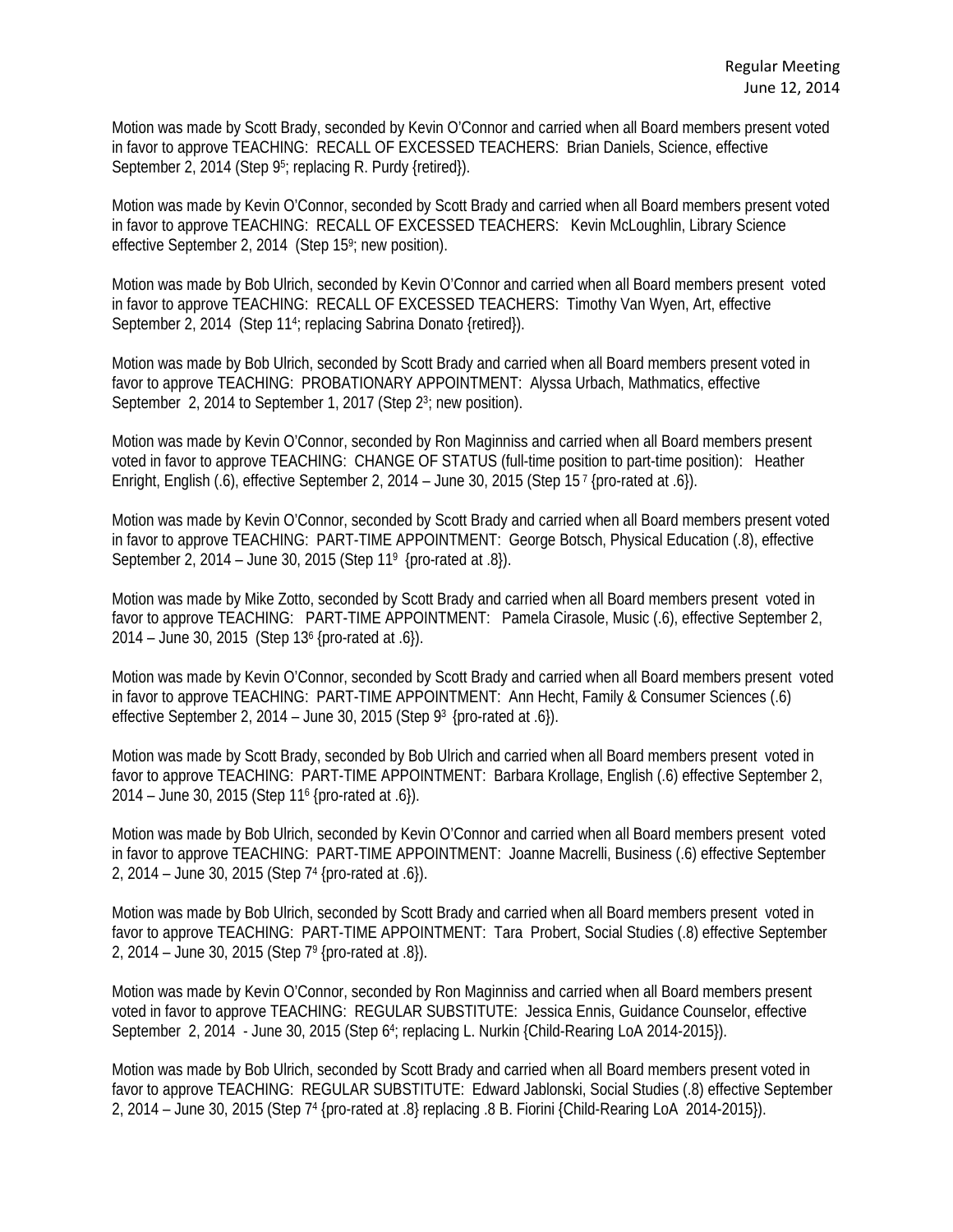Motion was made by Scott Brady, seconded by Kevin O'Connor and carried when all Board members present voted in favor to approve TEACHING: RECALL OF EXCESSED TEACHERS: Brian Daniels, Science, effective September 2, 2014 (Step $9^5$; replacing R. Purdy {retired}).

Motion was made by Kevin O'Connor, seconded by Scott Brady and carried when all Board members present voted in favor to approve TEACHING: RECALL OF EXCESSED TEACHERS: Kevin McLoughlin, Library Science effective September 2, 2014 (Step $15^9$; new position).

Motion was made by Bob Ulrich, seconded by Kevin O'Connor and carried when all Board members present voted in favor to approve TEACHING: RECALL OF EXCESSED TEACHERS: Timothy Van Wyen, Art, effective September 2, 2014 (Step $11^4$; replacing Sabrina Donato {retired}).

Motion was made by Bob Ulrich, seconded by Scott Brady and carried when all Board members present voted in favor to approve TEACHING: PROBATIONARY APPOINTMENT: Alyssa Urbach, Mathmatics, effective September 2, 2014 to September 1, 2017 (Step $2^3$; new position).

Motion was made by Kevin O'Connor, seconded by Ron Maginniss and carried when all Board members present voted in favor to approve TEACHING: CHANGE OF STATUS (full-time position to part-time position): Heather Enright, English (.6), effective September 2, 2014 – June 30, 2015 (Step $15^7$ {pro-rated at .6}).

Motion was made by Kevin O'Connor, seconded by Scott Brady and carried when all Board members present voted in favor to approve TEACHING: PART-TIME APPOINTMENT: George Botsch, Physical Education (.8), effective September 2, 2014 – June 30, 2015 (Step $11^9$ {pro-rated at .8}).

Motion was made by Mike Zotto, seconded by Scott Brady and carried when all Board members present voted in favor to approve TEACHING: PART-TIME APPOINTMENT: Pamela Cirasole, Music (.6), effective September 2, 2014 – June 30, 2015 (Step $13^6$ {pro-rated at .6}).

Motion was made by Kevin O'Connor, seconded by Scott Brady and carried when all Board members present voted in favor to approve TEACHING: PART-TIME APPOINTMENT: Ann Hecht, Family & Consumer Sciences (.6) effective September 2, 2014 – June 30, 2015 (Step $9^3$ {pro-rated at .6}).

Motion was made by Scott Brady, seconded by Bob Ulrich and carried when all Board members present voted in favor to approve TEACHING: PART-TIME APPOINTMENT: Barbara Krollage, English (.6) effective September 2, 2014 – June 30, 2015 (Step $11^6$ {pro-rated at .6}).

Motion was made by Bob Ulrich, seconded by Kevin O'Connor and carried when all Board members present voted in favor to approve TEACHING: PART-TIME APPOINTMENT: Joanne Macrelli, Business (.6) effective September 2, 2014 – June 30, 2015 (Step $7^4$ {pro-rated at .6}).

Motion was made by Bob Ulrich, seconded by Scott Brady and carried when all Board members present voted in favor to approve TEACHING: PART-TIME APPOINTMENT: Tara Probert, Social Studies (.8) effective September 2, 2014 – June 30, 2015 (Step $7^9$ {pro-rated at .8}).

Motion was made by Kevin O'Connor, seconded by Ron Maginniss and carried when all Board members present voted in favor to approve TEACHING: REGULAR SUBSTITUTE: Jessica Ennis, Guidance Counselor, effective September 2, 2014 - June 30, 2015 (Step $6^4$; replacing L. Nurkin {Child-Rearing LoA 2014-2015}).

Motion was made by Bob Ulrich, seconded by Scott Brady and carried when all Board members present voted in favor to approve TEACHING: REGULAR SUBSTITUTE: Edward Jablonski, Social Studies (.8) effective September 2, 2014 – June 30, 2015 (Step $7^4$ {pro-rated at .8} replacing .8 B. Fiorini {Child-Rearing LoA 2014-2015}).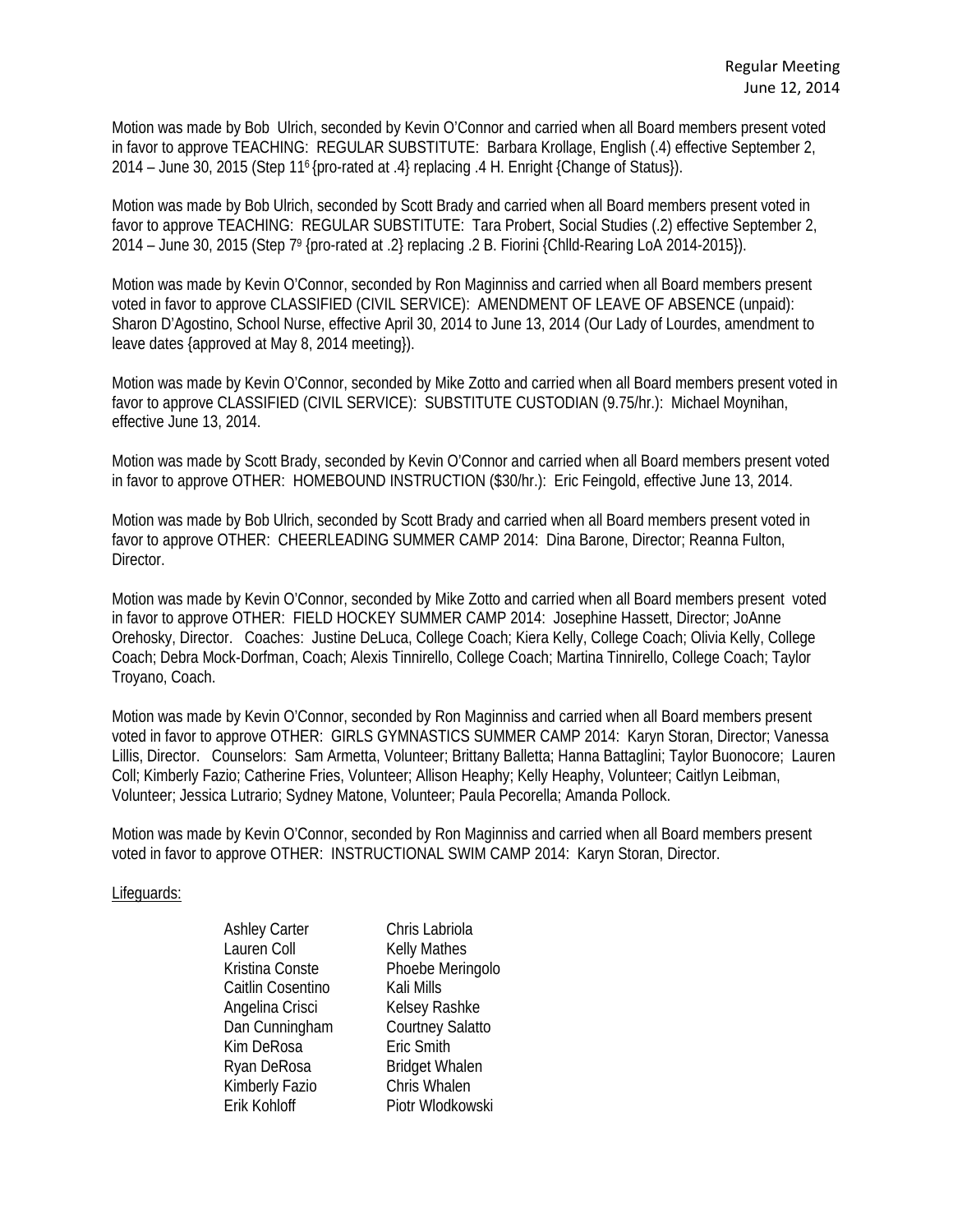Motion was made by Bob Ulrich, seconded by Kevin O'Connor and carried when all Board members present voted in favor to approve TEACHING: REGULAR SUBSTITUTE: Barbara Krollage, English (.4) effective September 2, 2014 – June 30, 2015 (Step 11[6] {pro-rated at .4} replacing .4 H. Enright {Change of Status}).

Motion was made by Bob Ulrich, seconded by Scott Brady and carried when all Board members present voted in favor to approve TEACHING: REGULAR SUBSTITUTE: Tara Probert, Social Studies (.2) effective September 2, 2014 – June 30, 2015 (Step 7[9] {pro-rated at .2} replacing .2 B. Fiorini {Chlld-Rearing LoA 2014-2015}).

Motion was made by Kevin O'Connor, seconded by Ron Maginniss and carried when all Board members present voted in favor to approve CLASSIFIED (CIVIL SERVICE): AMENDMENT OF LEAVE OF ABSENCE (unpaid): Sharon D'Agostino, School Nurse, effective April 30, 2014 to June 13, 2014 (Our Lady of Lourdes, amendment to leave dates {approved at May 8, 2014 meeting}).

Motion was made by Kevin O'Connor, seconded by Mike Zotto and carried when all Board members present voted in favor to approve CLASSIFIED (CIVIL SERVICE): SUBSTITUTE CUSTODIAN (9.75/hr.): Michael Moynihan, effective June 13, 2014.

Motion was made by Scott Brady, seconded by Kevin O'Connor and carried when all Board members present voted in favor to approve OTHER: HOMEBOUND INSTRUCTION ($30/hr.): Eric Feingold, effective June 13, 2014.

Motion was made by Bob Ulrich, seconded by Scott Brady and carried when all Board members present voted in favor to approve OTHER: CHEERLEADING SUMMER CAMP 2014: Dina Barone, Director; Reanna Fulton, Director.

Motion was made by Kevin O'Connor, seconded by Mike Zotto and carried when all Board members present voted in favor to approve OTHER: FIELD HOCKEY SUMMER CAMP 2014: Josephine Hassett, Director; JoAnne Orehosky, Director. Coaches: Justine DeLuca, College Coach; Kiera Kelly, College Coach; Olivia Kelly, College Coach; Debra Mock-Dorfman, Coach; Alexis Tinnirello, College Coach; Martina Tinnirello, College Coach; Taylor Troyano, Coach.

Motion was made by Kevin O'Connor, seconded by Ron Maginniss and carried when all Board members present voted in favor to approve OTHER: GIRLS GYMNASTICS SUMMER CAMP 2014: Karyn Storan, Director; Vanessa Lillis, Director. Counselors: Sam Armetta, Volunteer; Brittany Balletta; Hanna Battaglini; Taylor Buonocore; Lauren Coll; Kimberly Fazio; Catherine Fries, Volunteer; Allison Heaphy; Kelly Heaphy, Volunteer; Caitlyn Leibman, Volunteer; Jessica Lutrario; Sydney Matone, Volunteer; Paula Pecorella; Amanda Pollock.

Motion was made by Kevin O'Connor, seconded by Ron Maginniss and carried when all Board members present voted in favor to approve OTHER: INSTRUCTIONAL SWIM CAMP 2014: Karyn Storan, Director.

Lifeguards:

| | |
|---|---|
| Ashley Carter | Chris Labriola |
| Lauren Coll | Kelly Mathes |
| Kristina Conste | Phoebe Meringolo |
| Caitlin Cosentino | Kali Mills |
| Angelina Crisci | Kelsey Rashke |
| Dan Cunningham | Courtney Salatto |
| Kim DeRosa | Eric Smith |
| Ryan DeRosa | Bridget Whalen |
| Kimberly Fazio | Chris Whalen |
| Erik Kohloff | Piotr Wlodkowski |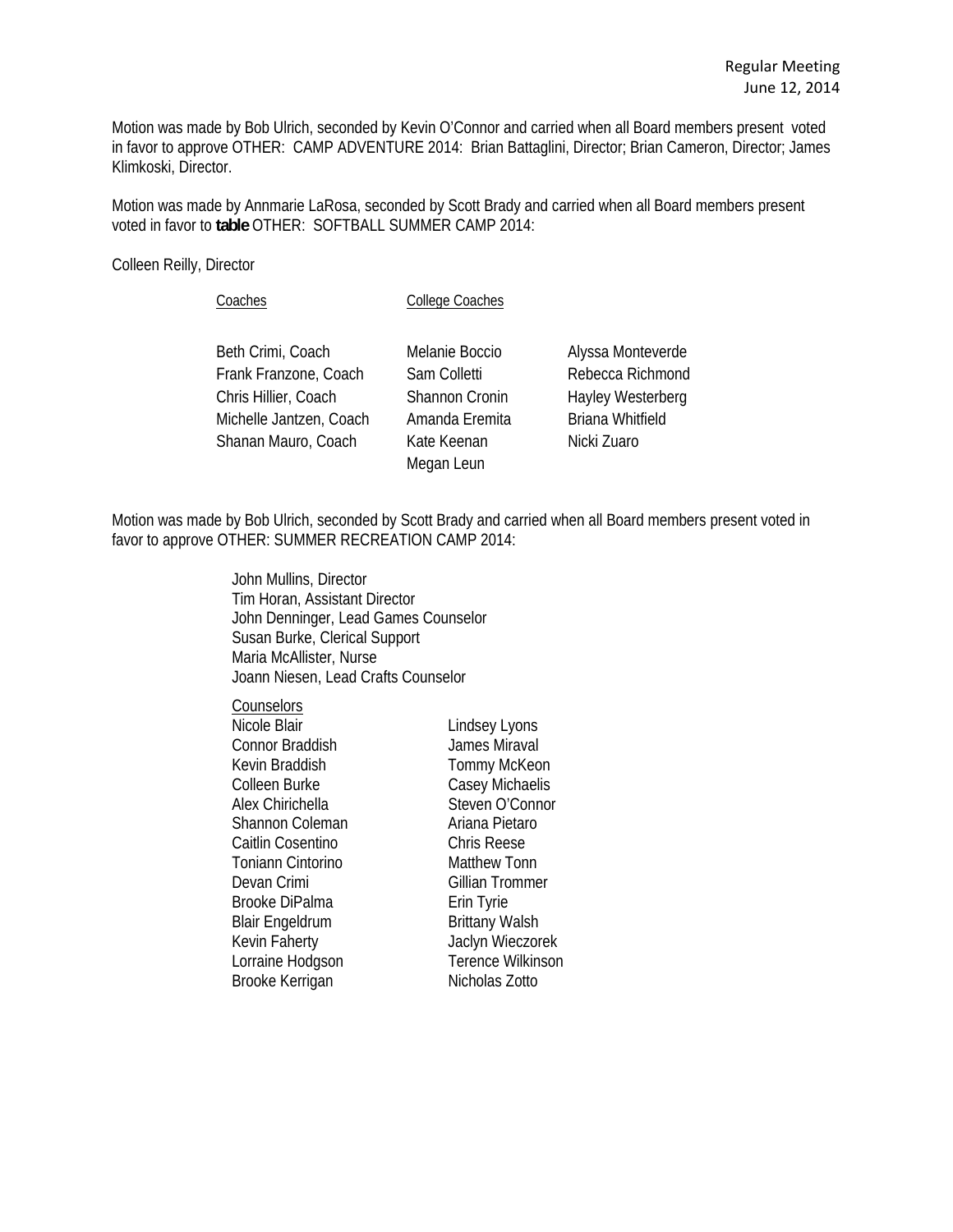Motion was made by Bob Ulrich, seconded by Kevin O'Connor and carried when all Board members present voted in favor to approve OTHER: CAMP ADVENTURE 2014: Brian Battaglini, Director; Brian Cameron, Director; James Klimkoski, Director.

Motion was made by Annmarie LaRosa, seconded by Scott Brady and carried when all Board members present voted in favor to **table** OTHER: SOFTBALL SUMMER CAMP 2014:

Colleen Reilly, Director

| Coaches | College Coaches | |
|---|---|---|
| Beth Crimi, Coach | Melanie Boccio | Alyssa Monteverde |
| Frank Franzone, Coach | Sam Colletti | Rebecca Richmond |
| Chris Hillier, Coach | Shannon Cronin | Hayley Westerberg |
| Michelle Jantzen, Coach | Amanda Eremita | Briana Whitfield |
| Shanan Mauro, Coach | Kate Keenan | Nicki Zuaro |
| | Megan Leun | |

Motion was made by Bob Ulrich, seconded by Scott Brady and carried when all Board members present voted in favor to approve OTHER: SUMMER RECREATION CAMP 2014:

John Mullins, Director
Tim Horan, Assistant Director
John Denninger, Lead Games Counselor
Susan Burke, Clerical Support
Maria McAllister, Nurse
Joann Niesen, Lead Crafts Counselor

| Counselors | |
|---|---|
| Nicole Blair | Lindsey Lyons |
| Connor Braddish | James Miraval |
| Kevin Braddish | Tommy McKeon |
| Colleen Burke | Casey Michaelis |
| Alex Chirichella | Steven O'Connor |
| Shannon Coleman | Ariana Pietaro |
| Caitlin Cosentino | Chris Reese |
| Toniann Cintorino | Matthew Tonn |
| Devan Crimi | Gillian Trommer |
| Brooke DiPalma | Erin Tyrie |
| Blair Engeldrum | Brittany Walsh |
| Kevin Faherty | Jaclyn Wieczorek |
| Lorraine Hodgson | Terence Wilkinson |
| Brooke Kerrigan | Nicholas Zotto |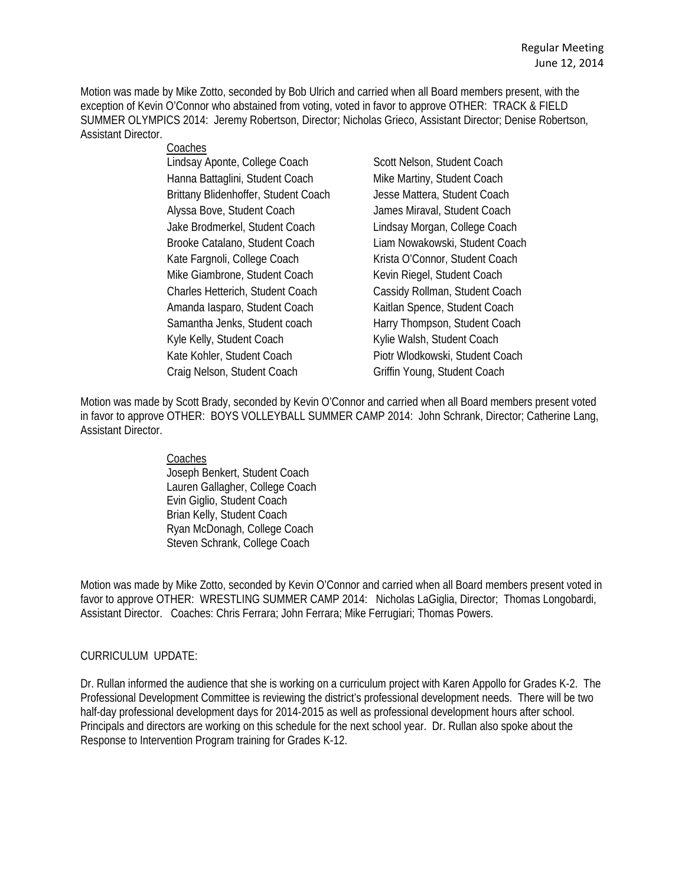Motion was made by Mike Zotto, seconded by Bob Ulrich and carried when all Board members present, with the exception of Kevin O'Connor who abstained from voting, voted in favor to approve OTHER: TRACK & FIELD SUMMER OLYMPICS 2014: Jeremy Robertson, Director; Nicholas Grieco, Assistant Director; Denise Robertson, Assistant Director.

Coaches

Lindsay Aponte, College Coach
Hanna Battaglini, Student Coach
Brittany Blidenhoffer, Student Coach
Alyssa Bove, Student Coach
Jake Brodmerkel, Student Coach
Brooke Catalano, Student Coach
Kate Fargnoli, College Coach
Mike Giambrone, Student Coach
Charles Hetterich, Student Coach
Amanda Iasparo, Student Coach
Samantha Jenks, Student coach
Kyle Kelly, Student Coach
Kate Kohler, Student Coach
Craig Nelson, Student Coach
Scott Nelson, Student Coach
Mike Martiny, Student Coach
Jesse Mattera, Student Coach
James Miraval, Student Coach
Lindsay Morgan, College Coach
Liam Nowakowski, Student Coach
Krista O'Connor, Student Coach
Kevin Riegel, Student Coach
Cassidy Rollman, Student Coach
Kaitlan Spence, Student Coach
Harry Thompson, Student Coach
Kylie Walsh, Student Coach
Piotr Wlodkowski, Student Coach
Griffin Young, Student Coach

Motion was made by Scott Brady, seconded by Kevin O'Connor and carried when all Board members present voted in favor to approve OTHER: BOYS VOLLEYBALL SUMMER CAMP 2014: John Schrank, Director; Catherine Lang, Assistant Director.

Coaches

Joseph Benkert, Student Coach
Lauren Gallagher, College Coach
Evin Giglio, Student Coach
Brian Kelly, Student Coach
Ryan McDonagh, College Coach
Steven Schrank, College Coach

Motion was made by Mike Zotto, seconded by Kevin O'Connor and carried when all Board members present voted in favor to approve OTHER: WRESTLING SUMMER CAMP 2014: Nicholas LaGiglia, Director; Thomas Longobardi, Assistant Director. Coaches: Chris Ferrara; John Ferrara; Mike Ferrugiari; Thomas Powers.

CURRICULUM UPDATE:

Dr. Rullan informed the audience that she is working on a curriculum project with Karen Appollo for Grades K-2. The Professional Development Committee is reviewing the district's professional development needs. There will be two half-day professional development days for 2014-2015 as well as professional development hours after school. Principals and directors are working on this schedule for the next school year. Dr. Rullan also spoke about the Response to Intervention Program training for Grades K-12.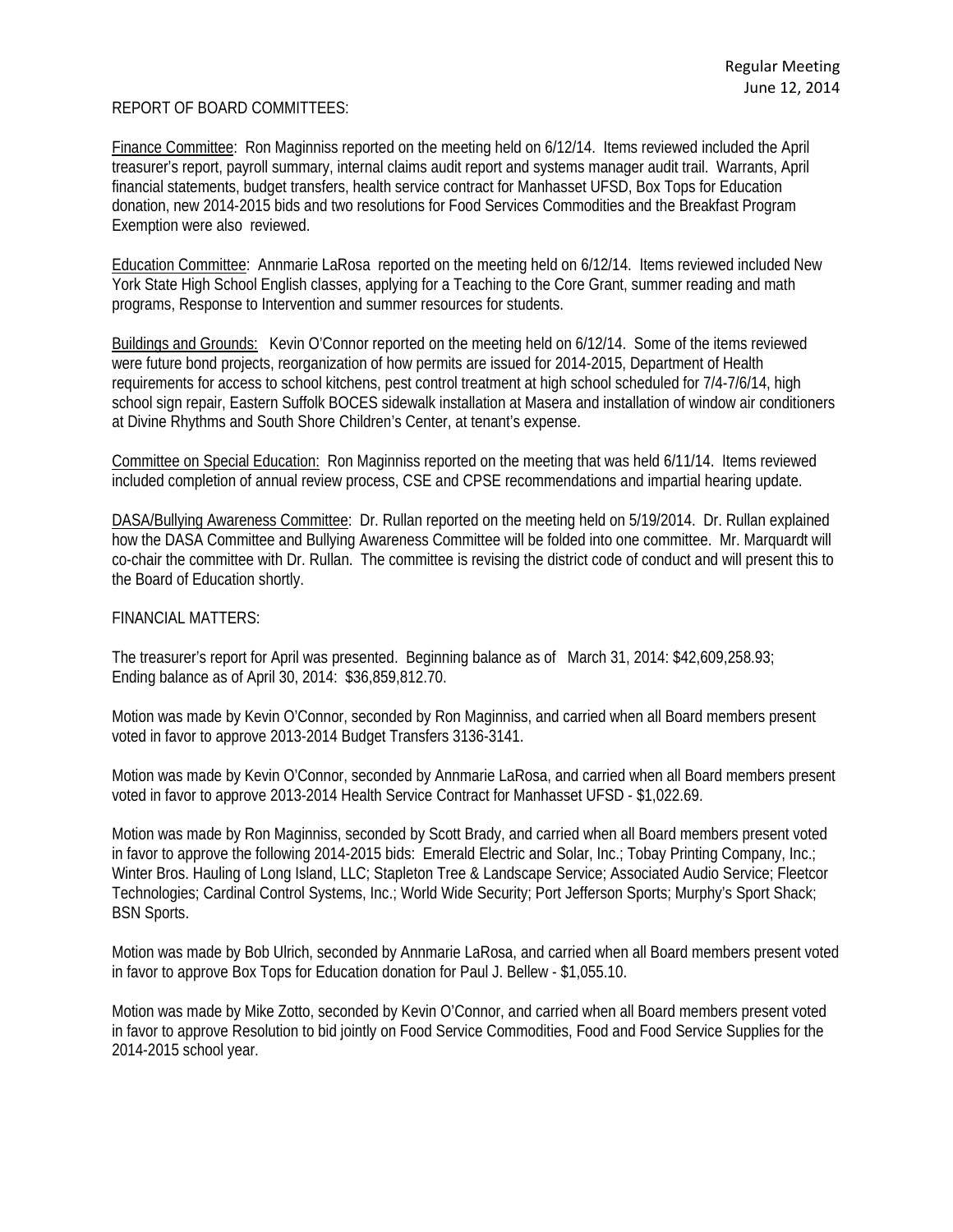REPORT OF BOARD COMMITTEES:

Finance Committee: Ron Maginniss reported on the meeting held on 6/12/14. Items reviewed included the April treasurer's report, payroll summary, internal claims audit report and systems manager audit trail. Warrants, April financial statements, budget transfers, health service contract for Manhasset UFSD, Box Tops for Education donation, new 2014-2015 bids and two resolutions for Food Services Commodities and the Breakfast Program Exemption were also reviewed.

Education Committee: Annmarie LaRosa reported on the meeting held on 6/12/14. Items reviewed included New York State High School English classes, applying for a Teaching to the Core Grant, summer reading and math programs, Response to Intervention and summer resources for students.

Buildings and Grounds: Kevin O'Connor reported on the meeting held on 6/12/14. Some of the items reviewed were future bond projects, reorganization of how permits are issued for 2014-2015, Department of Health requirements for access to school kitchens, pest control treatment at high school scheduled for 7/4-7/6/14, high school sign repair, Eastern Suffolk BOCES sidewalk installation at Masera and installation of window air conditioners at Divine Rhythms and South Shore Children's Center, at tenant's expense.

Committee on Special Education: Ron Maginniss reported on the meeting that was held 6/11/14. Items reviewed included completion of annual review process, CSE and CPSE recommendations and impartial hearing update.

DASA/Bullying Awareness Committee: Dr. Rullan reported on the meeting held on 5/19/2014. Dr. Rullan explained how the DASA Committee and Bullying Awareness Committee will be folded into one committee. Mr. Marquardt will co-chair the committee with Dr. Rullan. The committee is revising the district code of conduct and will present this to the Board of Education shortly.

FINANCIAL MATTERS:

The treasurer's report for April was presented. Beginning balance as of March 31, 2014: $42,609,258.93; Ending balance as of April 30, 2014: $36,859,812.70.

Motion was made by Kevin O'Connor, seconded by Ron Maginniss, and carried when all Board members present voted in favor to approve 2013-2014 Budget Transfers 3136-3141.

Motion was made by Kevin O'Connor, seconded by Annmarie LaRosa, and carried when all Board members present voted in favor to approve 2013-2014 Health Service Contract for Manhasset UFSD - $1,022.69.

Motion was made by Ron Maginniss, seconded by Scott Brady, and carried when all Board members present voted in favor to approve the following 2014-2015 bids: Emerald Electric and Solar, Inc.; Tobay Printing Company, Inc.; Winter Bros. Hauling of Long Island, LLC; Stapleton Tree & Landscape Service; Associated Audio Service; Fleetcor Technologies; Cardinal Control Systems, Inc.; World Wide Security; Port Jefferson Sports; Murphy's Sport Shack; BSN Sports.

Motion was made by Bob Ulrich, seconded by Annmarie LaRosa, and carried when all Board members present voted in favor to approve Box Tops for Education donation for Paul J. Bellew - $1,055.10.

Motion was made by Mike Zotto, seconded by Kevin O'Connor, and carried when all Board members present voted in favor to approve Resolution to bid jointly on Food Service Commodities, Food and Food Service Supplies for the 2014-2015 school year.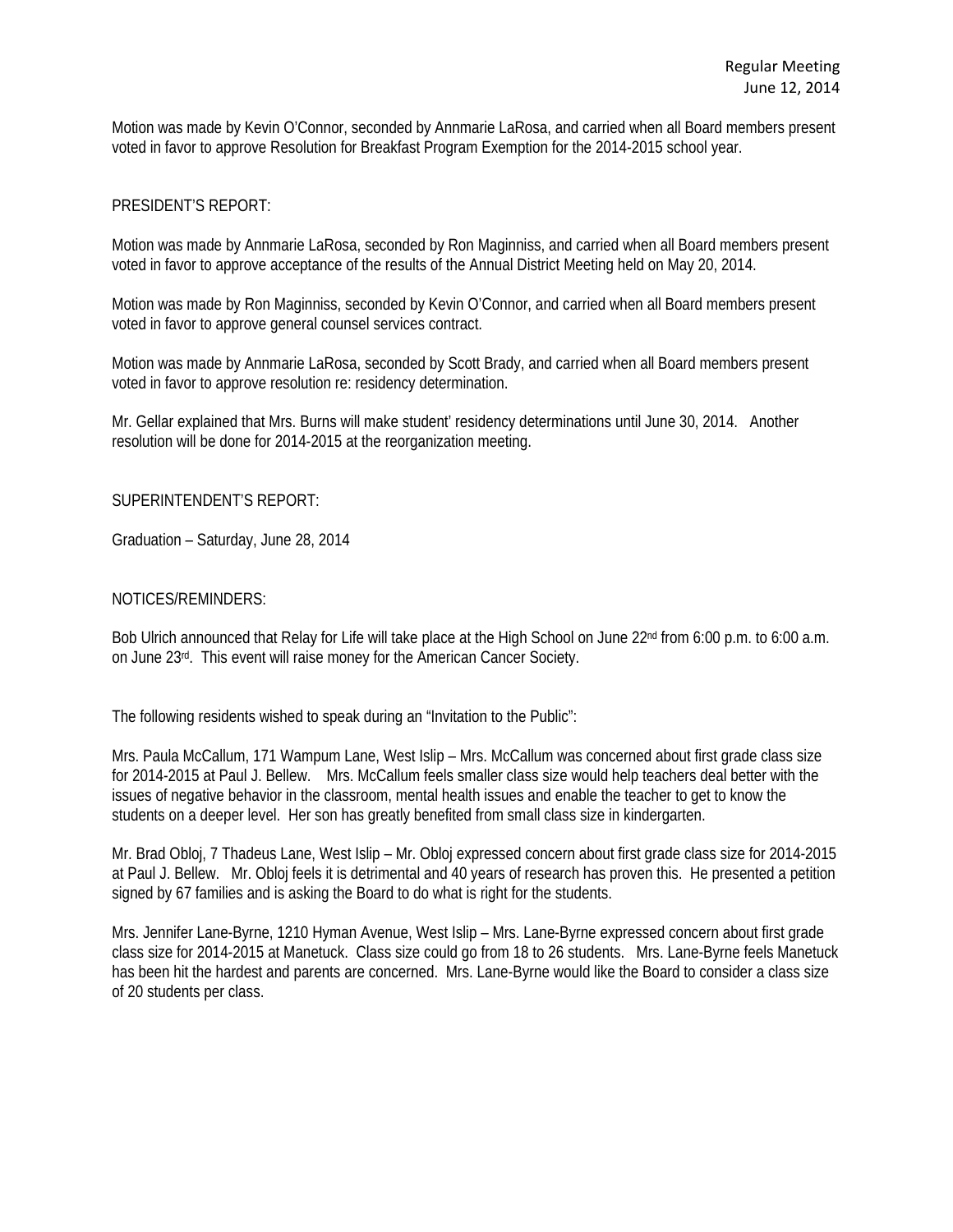Motion was made by Kevin O'Connor, seconded by Annmarie LaRosa, and carried when all Board members present voted in favor to approve Resolution for Breakfast Program Exemption for the 2014-2015 school year.

PRESIDENT'S REPORT:

Motion was made by Annmarie LaRosa, seconded by Ron Maginniss, and carried when all Board members present voted in favor to approve acceptance of the results of the Annual District Meeting held on May 20, 2014.

Motion was made by Ron Maginniss, seconded by Kevin O'Connor, and carried when all Board members present voted in favor to approve general counsel services contract.

Motion was made by Annmarie LaRosa, seconded by Scott Brady, and carried when all Board members present voted in favor to approve resolution re: residency determination.

Mr. Gellar explained that Mrs. Burns will make student' residency determinations until June 30, 2014. Another resolution will be done for 2014-2015 at the reorganization meeting.

SUPERINTENDENT'S REPORT:

Graduation – Saturday, June 28, 2014

NOTICES/REMINDERS:

Bob Ulrich announced that Relay for Life will take place at the High School on June 22nd from 6:00 p.m. to 6:00 a.m. on June 23rd. This event will raise money for the American Cancer Society.

The following residents wished to speak during an "Invitation to the Public":

Mrs. Paula McCallum, 171 Wampum Lane, West Islip – Mrs. McCallum was concerned about first grade class size for 2014-2015 at Paul J. Bellew. Mrs. McCallum feels smaller class size would help teachers deal better with the issues of negative behavior in the classroom, mental health issues and enable the teacher to get to know the students on a deeper level. Her son has greatly benefited from small class size in kindergarten.

Mr. Brad Obloj, 7 Thadeus Lane, West Islip – Mr. Obloj expressed concern about first grade class size for 2014-2015 at Paul J. Bellew. Mr. Obloj feels it is detrimental and 40 years of research has proven this. He presented a petition signed by 67 families and is asking the Board to do what is right for the students.

Mrs. Jennifer Lane-Byrne, 1210 Hyman Avenue, West Islip – Mrs. Lane-Byrne expressed concern about first grade class size for 2014-2015 at Manetuck. Class size could go from 18 to 26 students. Mrs. Lane-Byrne feels Manetuck has been hit the hardest and parents are concerned. Mrs. Lane-Byrne would like the Board to consider a class size of 20 students per class.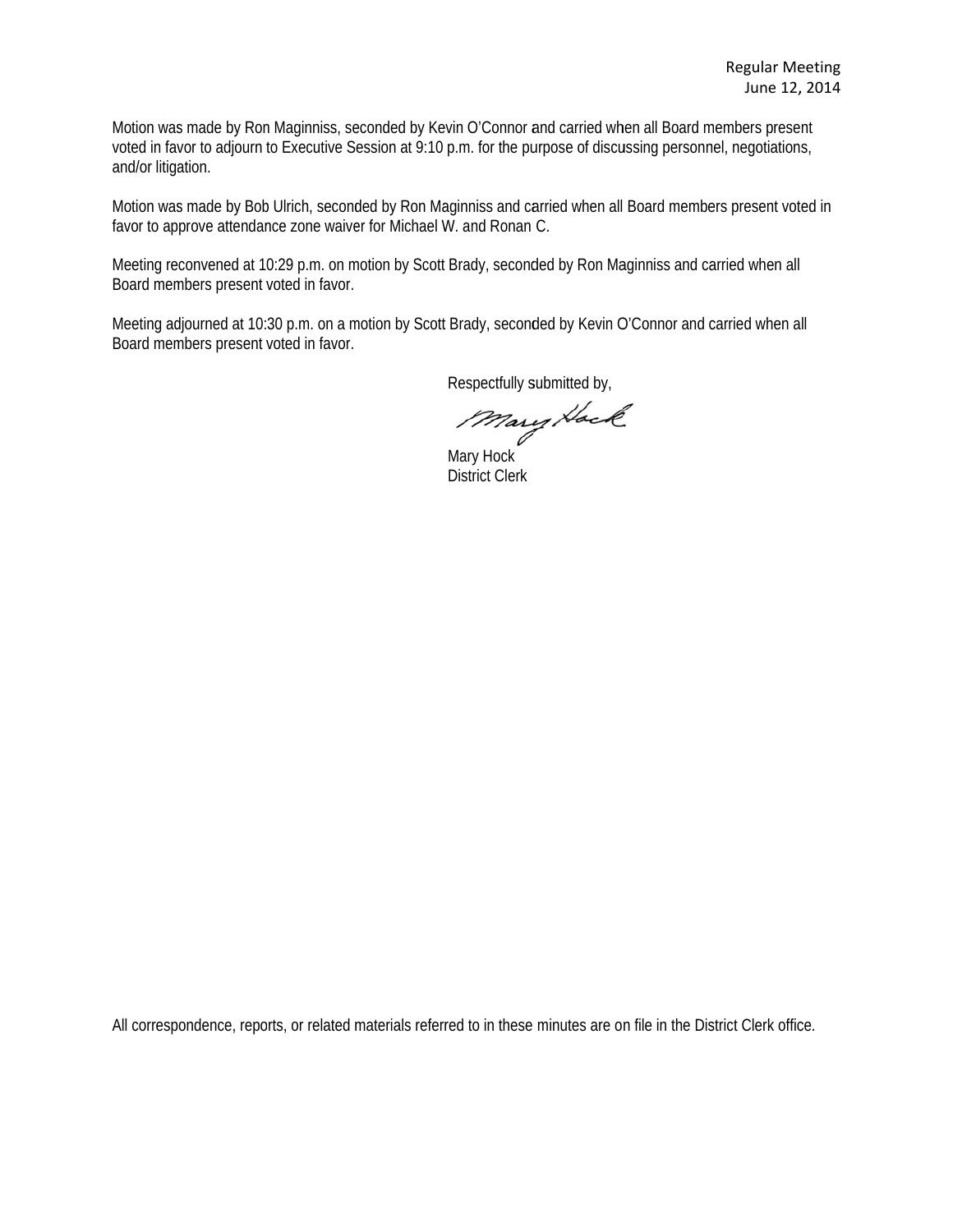Motion was made by Ron Maginniss, seconded by Kevin O'Connor and carried when all Board members present voted in favor to adjourn to Executive Session at 9:10 p.m. for the purpose of discussing personnel, negotiations, and/or litigation.

Motion was made by Bob Ulrich, seconded by Ron Maginniss and carried when all Board members present voted in favor to approve attendance zone waiver for Michael W. and Ronan C.

Meeting reconvened at 10:29 p.m. on motion by Scott Brady, seconded by Ron Maginniss and carried when all Board members present voted in favor.

Meeting adjourned at 10:30 p.m. on a motion by Scott Brady, seconded by Kevin O'Connor and carried when all Board members present voted in favor.

Respectfully submitted by,

Mary Hock
Mary Hock
District Clerk

All correspondence, reports, or related materials referred to in these minutes are on file in the District Clerk office.